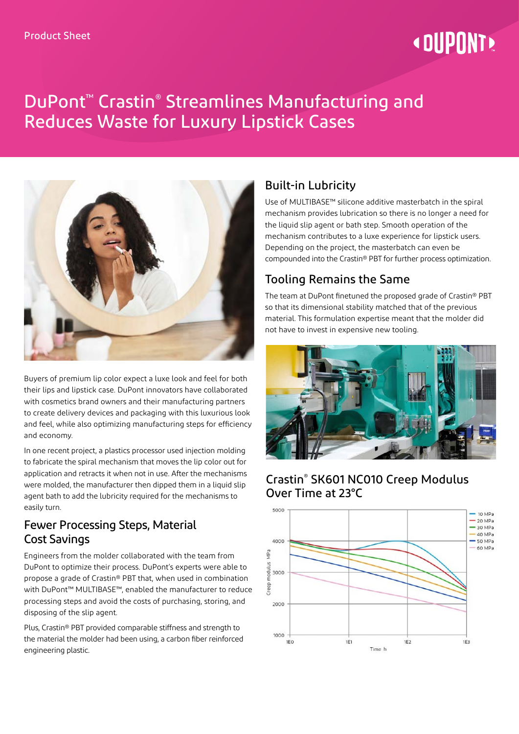Product Sheet

# DuPont™ Crastin® Streamlines Manufacturing and Reduces Waste for Luxury Lipstick Cases

Buyers of premium lip color expect a luxe look and feel for both their lips and lipstick case. DuPont innovators have collaborated with cosmetics brand owners and their manufacturing partners to create delivery devices and packaging with this luxurious look and feel, while also optimizing manufacturing steps for efficiency and economy.

In one recent project, a plastics processor used injection molding to fabricate the spiral mechanism that moves the lip color out for application and retracts it when not in use. After the mechanisms were molded, the manufacturer then dipped them in a liquid slip agent bath to add the lubricity required for the mechanisms to easily turn.

## Fewer Processing Steps, Material Cost Savings

Engineers from the molder collaborated with the team from DuPont to optimize their process. DuPont's experts were able to propose a grade of Crastin® PBT that, when used in combination with DuPont™ MULTIBASE™, enabled the manufacturer to reduce processing steps and avoid the costs of purchasing, storing, and disposing of the slip agent.

Plus, Crastin® PBT provided comparable stiffness and strength to the material the molder had been using, a carbon fiber reinforced engineering plastic.

## Built-in Lubricity

Use of MULTIBASE™ silicone additive masterbatch in the spiral mechanism provides lubrication so there is no longer a need for the liquid slip agent or bath step. Smooth operation of the mechanism contributes to a luxe experience for lipstick users. Depending on the project, the masterbatch can even be compounded into the Crastin® PBT for further process optimization.

## Tooling Remains the Same

The team at DuPont finetuned the proposed grade of Crastin® PBT so that its dimensional stability matched that of the previous material. This formulation expertise meant that the molder did not have to invest in expensive new tooling.

## Crastin® SK601 NC010 Creep Modulus Over Time at 23°C

Creep modulus MPa (1000–5000) vs. Time h (1E0, 1E1, 1E2, 1E3)

Legend: 10 MPa, 20 MPa, 30 MPa, 40 MPa, 50 MPa, 60 MPa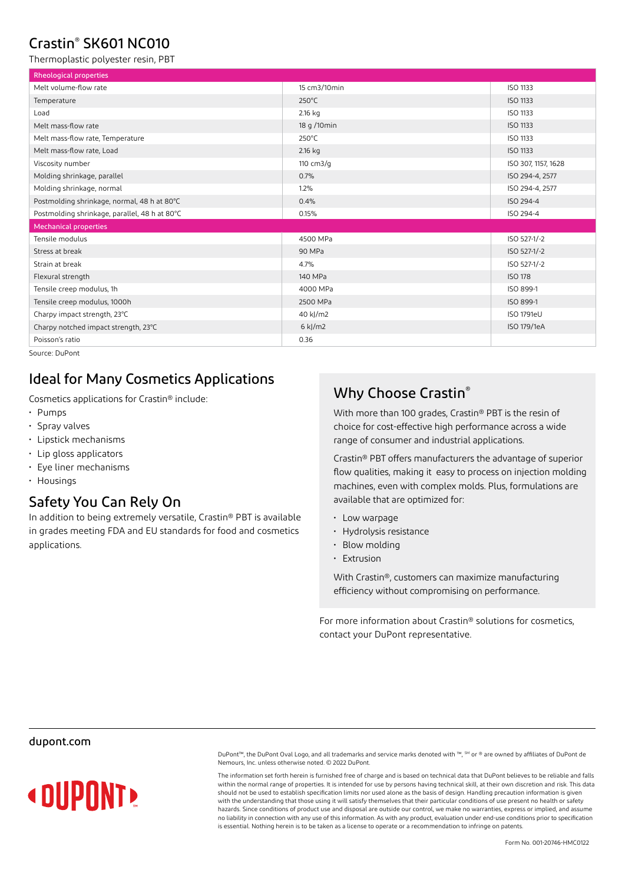# Crastin® SK601 NC010

Thermoplastic polyester resin, PBT

| Rheological properties | | |
|---|---|---|
| Melt volume-flow rate | 15 cm3/10min | ISO 1133 |
| Temperature | 250°C | ISO 1133 |
| Load | 2.16 kg | ISO 1133 |
| Melt mass-flow rate | 18 g /10min | ISO 1133 |
| Melt mass-flow rate, Temperature | 250°C | ISO 1133 |
| Melt mass-flow rate, Load | 2.16 kg | ISO 1133 |
| Viscosity number | 110 cm3/g | ISO 307, 1157, 1628 |
| Molding shrinkage, parallel | 0.7% | ISO 294-4, 2577 |
| Molding shrinkage, normal | 1.2% | ISO 294-4, 2577 |
| Postmolding shrinkage, normal, 48 h at 80°C | 0.4% | ISO 294-4 |
| Postmolding shrinkage, parallel, 48 h at 80°C | 0.15% | ISO 294-4 |
| **Mechanical properties** | | |
| Tensile modulus | 4500 MPa | ISO 527-1/-2 |
| Stress at break | 90 MPa | ISO 527-1/-2 |
| Strain at break | 4.7% | ISO 527-1/-2 |
| Flexural strength | 140 MPa | ISO 178 |
| Tensile creep modulus, 1h | 4000 MPa | ISO 899-1 |
| Tensile creep modulus, 1000h | 2500 MPa | ISO 899-1 |
| Charpy impact strength, 23°C | 40 kJ/m2 | ISO 1791eU |
| Charpy notched impact strength, 23°C | 6 kJ/m2 | ISO 179/1eA |
| Poisson's ratio | 0.36 | |

Source: DuPont

## Ideal for Many Cosmetics Applications

Cosmetics applications for Crastin® include:

- Pumps
- Spray valves
- Lipstick mechanisms
- Lip gloss applicators
- Eye liner mechanisms
- Housings

## Safety You Can Rely On

In addition to being extremely versatile, Crastin® PBT is available in grades meeting FDA and EU standards for food and cosmetics applications.

## Why Choose Crastin®

With more than 100 grades, Crastin® PBT is the resin of choice for cost-effective high performance across a wide range of consumer and industrial applications.

Crastin® PBT offers manufacturers the advantage of superior flow qualities, making it easy to process on injection molding machines, even with complex molds. Plus, formulations are available that are optimized for:

- Low warpage
- Hydrolysis resistance
- Blow molding
- Extrusion

With Crastin®, customers can maximize manufacturing efficiency without compromising on performance.

For more information about Crastin® solutions for cosmetics, contact your DuPont representative.

dupont.com

DuPont™, the DuPont Oval Logo, and all trademarks and service marks denoted with ™, SM or ® are owned by affiliates of DuPont de Nemours, Inc. unless otherwise noted. © 2022 DuPont.

The information set forth herein is furnished free of charge and is based on technical data that DuPont believes to be reliable and falls within the normal range of properties. It is intended for use by persons having technical skill, at their own discretion and risk. This data should not be used to establish specification limits nor used alone as the basis of design. Handling precaution information is given with the understanding that those using it will satisfy themselves that their particular conditions of use present no health or safety hazards. Since conditions of product use and disposal are outside our control, we make no warranties, express or implied, and assume no liability in connection with any use of this information. As with any product, evaluation under end-use conditions prior to specification is essential. Nothing herein is to be taken as a license to operate or a recommendation to infringe on patents.

Form No. 001-20746-HMC0122